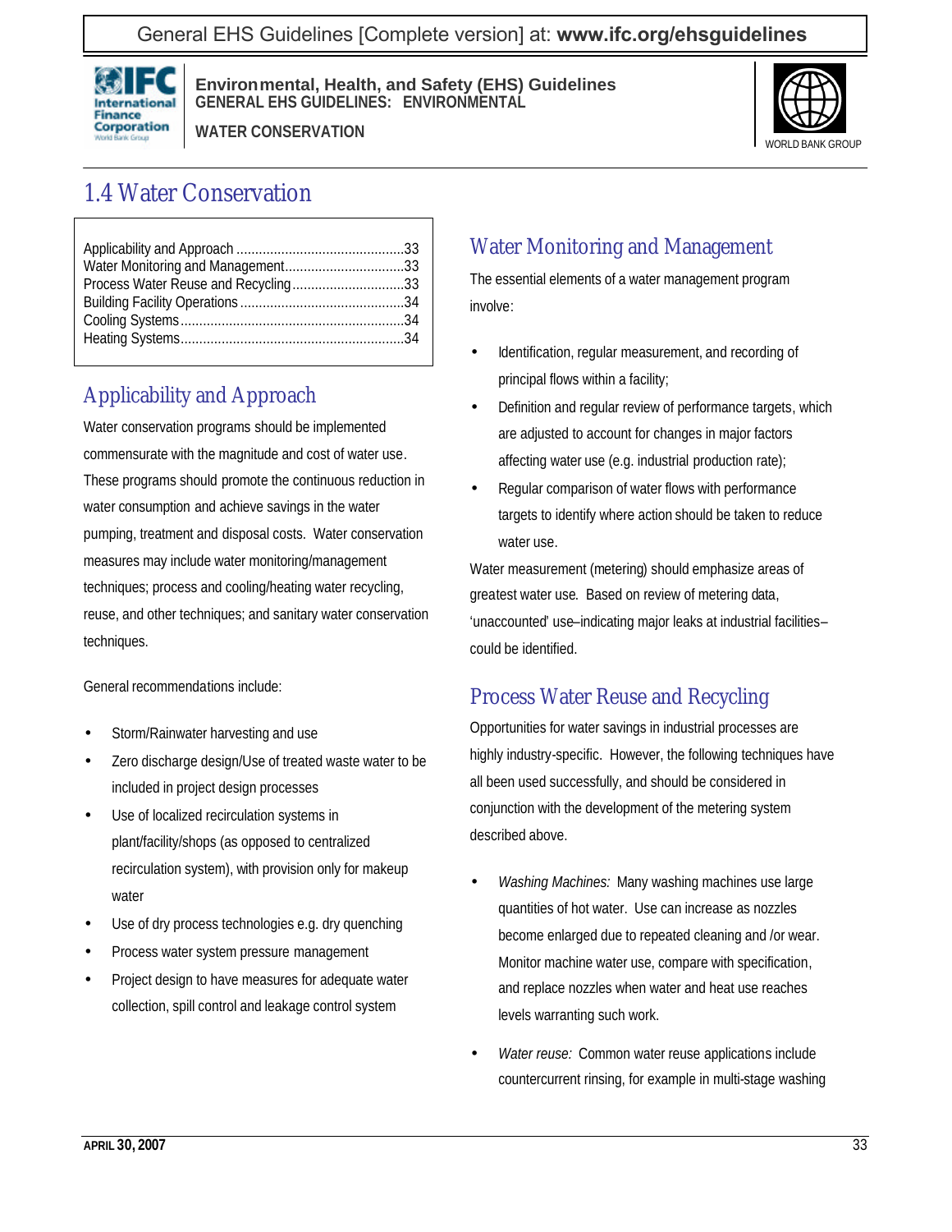# 1.4 Water Conservation

Applicability and Approach ............................................33
Water Monitoring and Management................................33
Process Water Reuse and Recycling..............................33
Building Facility Operations ............................................34
Cooling Systems............................................................34
Heating Systems............................................................34

## Applicability and Approach

Water conservation programs should be implemented commensurate with the magnitude and cost of water use. These programs should promote the continuous reduction in water consumption and achieve savings in the water pumping, treatment and disposal costs. Water conservation measures may include water monitoring/management techniques; process and cooling/heating water recycling, reuse, and other techniques; and sanitary water conservation techniques.

General recommendations include:

- Storm/Rainwater harvesting and use
- Zero discharge design/Use of treated waste water to be included in project design processes
- Use of localized recirculation systems in plant/facility/shops (as opposed to centralized recirculation system), with provision only for makeup water
- Use of dry process technologies e.g. dry quenching
- Process water system pressure management
- Project design to have measures for adequate water collection, spill control and leakage control system

## Water Monitoring and Management

The essential elements of a water management program involve:

- Identification, regular measurement, and recording of principal flows within a facility;
- Definition and regular review of performance targets, which are adjusted to account for changes in major factors affecting water use (e.g. industrial production rate);
- Regular comparison of water flows with performance targets to identify where action should be taken to reduce water use.

Water measurement (metering) should emphasize areas of greatest water use. Based on review of metering data, 'unaccounted' use–indicating major leaks at industrial facilities–could be identified.

## Process Water Reuse and Recycling

Opportunities for water savings in industrial processes are highly industry-specific. However, the following techniques have all been used successfully, and should be considered in conjunction with the development of the metering system described above.

- *Washing Machines:* Many washing machines use large quantities of hot water. Use can increase as nozzles become enlarged due to repeated cleaning and /or wear. Monitor machine water use, compare with specification, and replace nozzles when water and heat use reaches levels warranting such work.
- *Water reuse:* Common water reuse applications include countercurrent rinsing, for example in multi-stage washing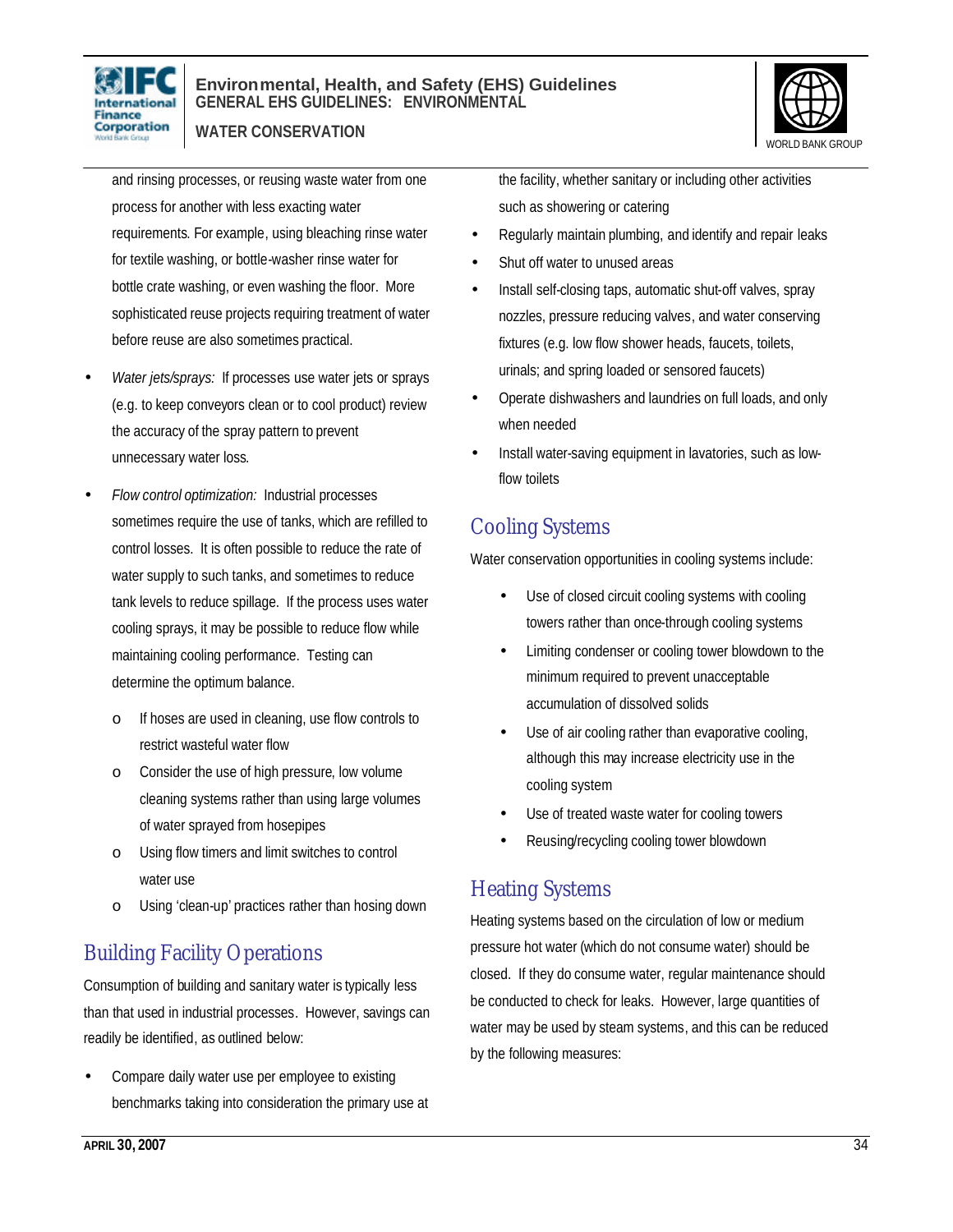and rinsing processes, or reusing waste water from one process for another with less exacting water requirements. For example, using bleaching rinse water for textile washing, or bottle-washer rinse water for bottle crate washing, or even washing the floor. More sophisticated reuse projects requiring treatment of water before reuse are also sometimes practical.

- *Water jets/sprays:* If processes use water jets or sprays (e.g. to keep conveyors clean or to cool product) review the accuracy of the spray pattern to prevent unnecessary water loss.
- *Flow control optimization:* Industrial processes sometimes require the use of tanks, which are refilled to control losses. It is often possible to reduce the rate of water supply to such tanks, and sometimes to reduce tank levels to reduce spillage. If the process uses water cooling sprays, it may be possible to reduce flow while maintaining cooling performance. Testing can determine the optimum balance.
    - If hoses are used in cleaning, use flow controls to restrict wasteful water flow
    - Consider the use of high pressure, low volume cleaning systems rather than using large volumes of water sprayed from hosepipes
    - Using flow timers and limit switches to control water use
    - Using 'clean-up' practices rather than hosing down

## Building Facility Operations

Consumption of building and sanitary water is typically less than that used in industrial processes. However, savings can readily be identified, as outlined below:

- Compare daily water use per employee to existing benchmarks taking into consideration the primary use at the facility, whether sanitary or including other activities such as showering or catering
- Regularly maintain plumbing, and identify and repair leaks
- Shut off water to unused areas
- Install self-closing taps, automatic shut-off valves, spray nozzles, pressure reducing valves, and water conserving fixtures (e.g. low flow shower heads, faucets, toilets, urinals; and spring loaded or sensored faucets)
- Operate dishwashers and laundries on full loads, and only when needed
- Install water-saving equipment in lavatories, such as low-flow toilets

## Cooling Systems

Water conservation opportunities in cooling systems include:

- Use of closed circuit cooling systems with cooling towers rather than once-through cooling systems
- Limiting condenser or cooling tower blowdown to the minimum required to prevent unacceptable accumulation of dissolved solids
- Use of air cooling rather than evaporative cooling, although this may increase electricity use in the cooling system
- Use of treated waste water for cooling towers
- Reusing/recycling cooling tower blowdown

## Heating Systems

Heating systems based on the circulation of low or medium pressure hot water (which do not consume water) should be closed. If they do consume water, regular maintenance should be conducted to check for leaks. However, large quantities of water may be used by steam systems, and this can be reduced by the following measures: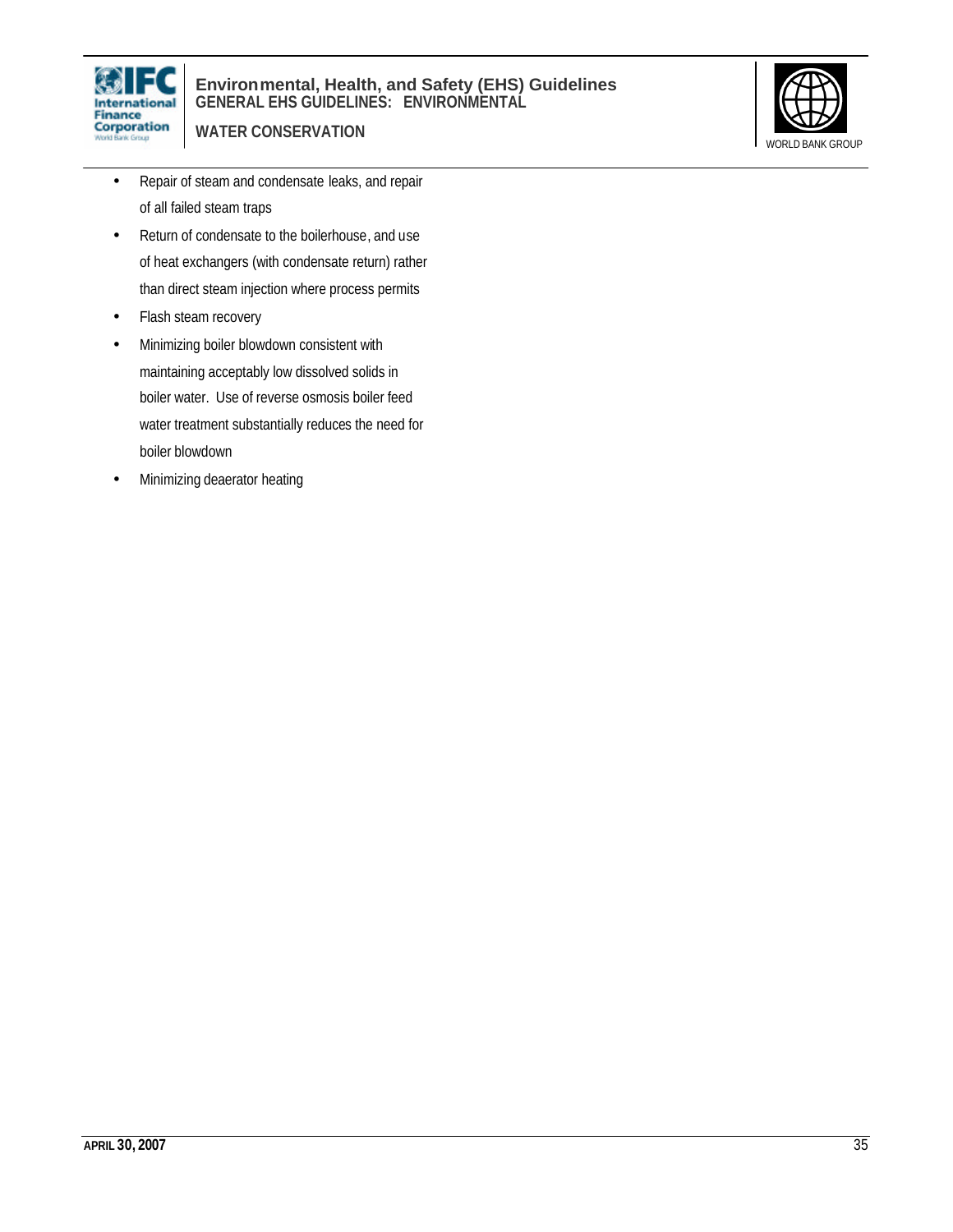- Repair of steam and condensate leaks, and repair of all failed steam traps
- Return of condensate to the boilerhouse, and use of heat exchangers (with condensate return) rather than direct steam injection where process permits
- Flash steam recovery
- Minimizing boiler blowdown consistent with maintaining acceptably low dissolved solids in boiler water. Use of reverse osmosis boiler feed water treatment substantially reduces the need for boiler blowdown
- Minimizing deaerator heating